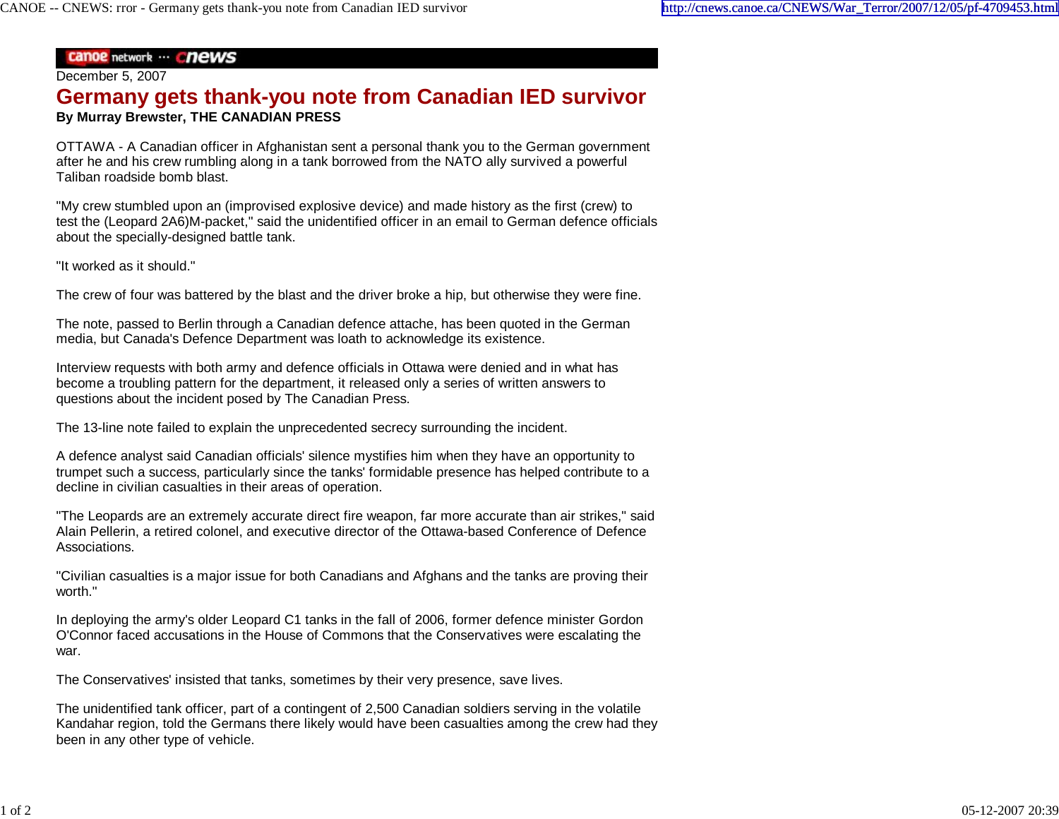December 5, 2007

# Germany gets thank-you note from Canadian IED survivor

**By Murray Brewster, THE CANADIAN PRESS**

OTTAWA - A Canadian officer in Afghanistan sent a personal thank you to the German government after he and his crew rumbling along in a tank borrowed from the NATO ally survived a powerful Taliban roadside bomb blast.

"My crew stumbled upon an (improvised explosive device) and made history as the first (crew) to test the (Leopard 2A6)M-packet," said the unidentified officer in an email to German defence officials about the specially-designed battle tank.

"It worked as it should."

The crew of four was battered by the blast and the driver broke a hip, but otherwise they were fine.

The note, passed to Berlin through a Canadian defence attache, has been quoted in the German media, but Canada's Defence Department was loath to acknowledge its existence.

Interview requests with both army and defence officials in Ottawa were denied and in what has become a troubling pattern for the department, it released only a series of written answers to questions about the incident posed by The Canadian Press.

The 13-line note failed to explain the unprecedented secrecy surrounding the incident.

A defence analyst said Canadian officials' silence mystifies him when they have an opportunity to trumpet such a success, particularly since the tanks' formidable presence has helped contribute to a decline in civilian casualties in their areas of operation.

"The Leopards are an extremely accurate direct fire weapon, far more accurate than air strikes," said Alain Pellerin, a retired colonel, and executive director of the Ottawa-based Conference of Defence Associations.

"Civilian casualties is a major issue for both Canadians and Afghans and the tanks are proving their worth."

In deploying the army's older Leopard C1 tanks in the fall of 2006, former defence minister Gordon O'Connor faced accusations in the House of Commons that the Conservatives were escalating the war.

The Conservatives' insisted that tanks, sometimes by their very presence, save lives.

The unidentified tank officer, part of a contingent of 2,500 Canadian soldiers serving in the volatile Kandahar region, told the Germans there likely would have been casualties among the crew had they been in any other type of vehicle.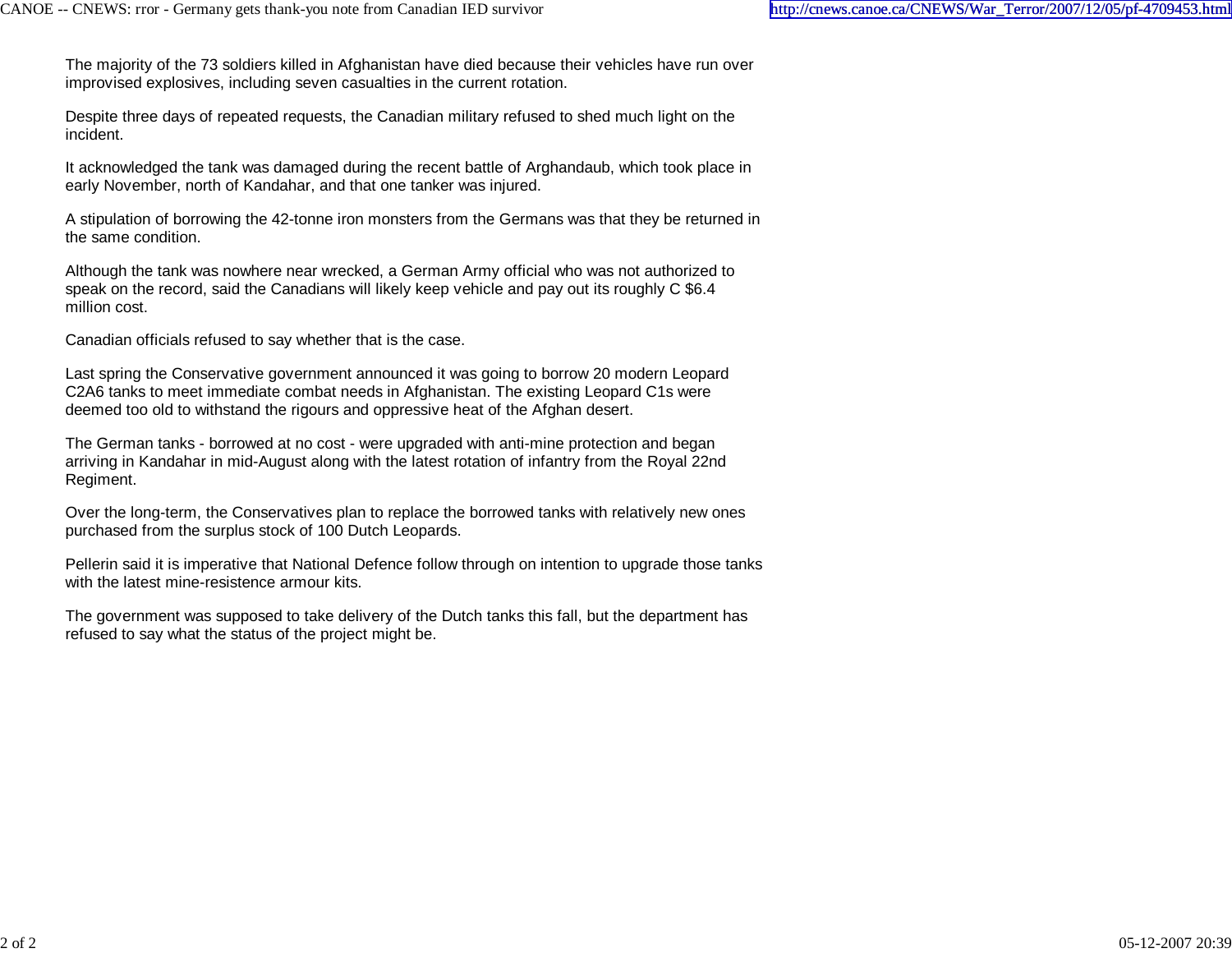The majority of the 73 soldiers killed in Afghanistan have died because their vehicles have run over improvised explosives, including seven casualties in the current rotation.

Despite three days of repeated requests, the Canadian military refused to shed much light on the incident.

It acknowledged the tank was damaged during the recent battle of Arghandaub, which took place in early November, north of Kandahar, and that one tanker was injured.

A stipulation of borrowing the 42-tonne iron monsters from the Germans was that they be returned in the same condition.

Although the tank was nowhere near wrecked, a German Army official who was not authorized to speak on the record, said the Canadians will likely keep vehicle and pay out its roughly C $6.4 million cost.

Canadian officials refused to say whether that is the case.

Last spring the Conservative government announced it was going to borrow 20 modern Leopard C2A6 tanks to meet immediate combat needs in Afghanistan. The existing Leopard C1s were deemed too old to withstand the rigours and oppressive heat of the Afghan desert.

The German tanks - borrowed at no cost - were upgraded with anti-mine protection and began arriving in Kandahar in mid-August along with the latest rotation of infantry from the Royal 22nd Regiment.

Over the long-term, the Conservatives plan to replace the borrowed tanks with relatively new ones purchased from the surplus stock of 100 Dutch Leopards.

Pellerin said it is imperative that National Defence follow through on intention to upgrade those tanks with the latest mine-resistence armour kits.

The government was supposed to take delivery of the Dutch tanks this fall, but the department has refused to say what the status of the project might be.